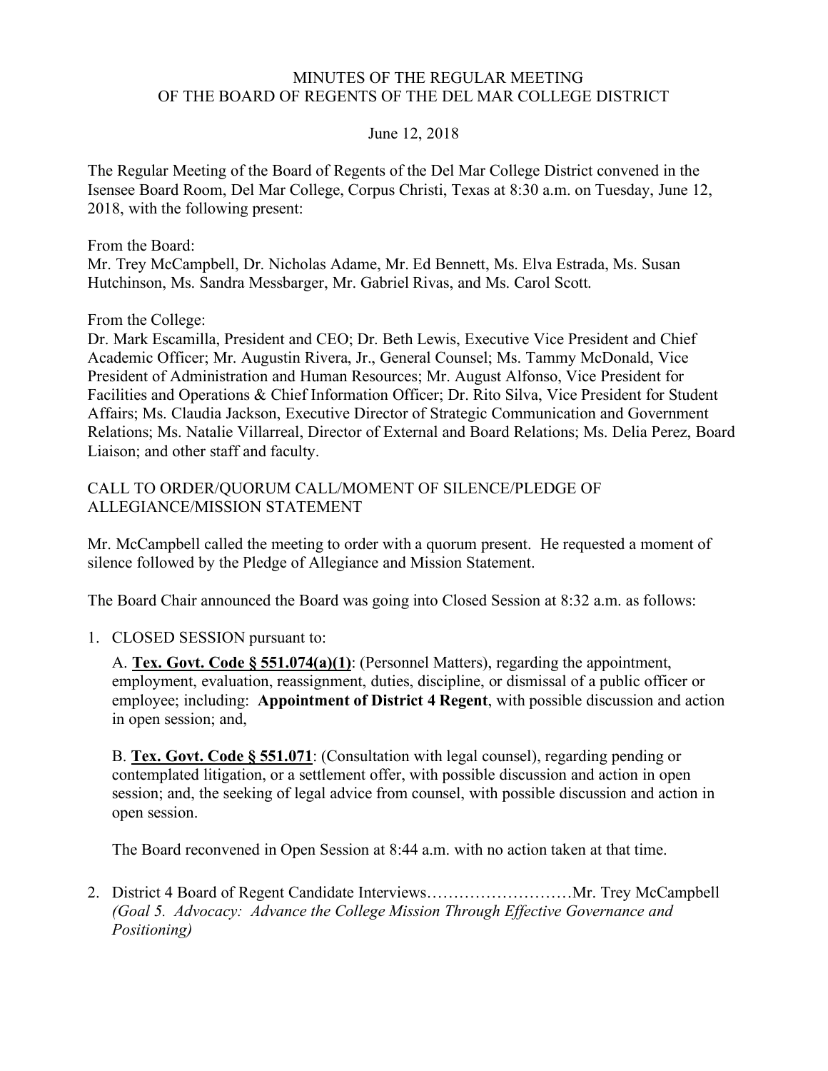# MINUTES OF THE REGULAR MEETING OF THE BOARD OF REGENTS OF THE DEL MAR COLLEGE DISTRICT

June 12, 2018

The Regular Meeting of the Board of Regents of the Del Mar College District convened in the Isensee Board Room, Del Mar College, Corpus Christi, Texas at 8:30 a.m. on Tuesday, June 12, 2018, with the following present:

From the Board:
Mr. Trey McCampbell, Dr. Nicholas Adame, Mr. Ed Bennett, Ms. Elva Estrada, Ms. Susan Hutchinson, Ms. Sandra Messbarger, Mr. Gabriel Rivas, and Ms. Carol Scott.

From the College:
Dr. Mark Escamilla, President and CEO; Dr. Beth Lewis, Executive Vice President and Chief Academic Officer; Mr. Augustin Rivera, Jr., General Counsel; Ms. Tammy McDonald, Vice President of Administration and Human Resources; Mr. August Alfonso, Vice President for Facilities and Operations & Chief Information Officer; Dr. Rito Silva, Vice President for Student Affairs; Ms. Claudia Jackson, Executive Director of Strategic Communication and Government Relations; Ms. Natalie Villarreal, Director of External and Board Relations; Ms. Delia Perez, Board Liaison; and other staff and faculty.

## CALL TO ORDER/QUORUM CALL/MOMENT OF SILENCE/PLEDGE OF ALLEGIANCE/MISSION STATEMENT

Mr. McCampbell called the meeting to order with a quorum present. He requested a moment of silence followed by the Pledge of Allegiance and Mission Statement.

The Board Chair announced the Board was going into Closed Session at 8:32 a.m. as follows:

1. CLOSED SESSION pursuant to:

   A. **Tex. Govt. Code § 551.074(a)(1)**: (Personnel Matters), regarding the appointment, employment, evaluation, reassignment, duties, discipline, or dismissal of a public officer or employee; including: **Appointment of District 4 Regent**, with possible discussion and action in open session; and,

   B. **Tex. Govt. Code § 551.071**: (Consultation with legal counsel), regarding pending or contemplated litigation, or a settlement offer, with possible discussion and action in open session; and, the seeking of legal advice from counsel, with possible discussion and action in open session.

   The Board reconvened in Open Session at 8:44 a.m. with no action taken at that time.

2. District 4 Board of Regent Candidate Interviews………………………Mr. Trey McCampbell
   *(Goal 5. Advocacy: Advance the College Mission Through Effective Governance and Positioning)*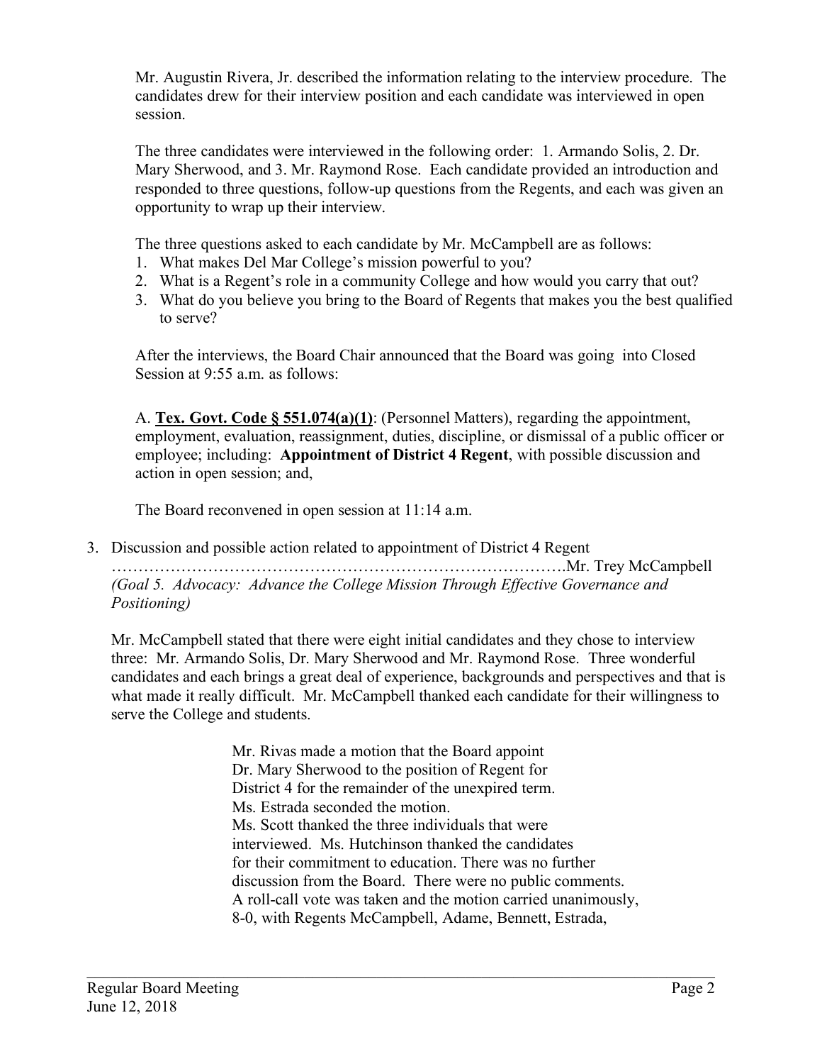Mr. Augustin Rivera, Jr. described the information relating to the interview procedure. The candidates drew for their interview position and each candidate was interviewed in open session.

The three candidates were interviewed in the following order: 1. Armando Solis, 2. Dr. Mary Sherwood, and 3. Mr. Raymond Rose. Each candidate provided an introduction and responded to three questions, follow-up questions from the Regents, and each was given an opportunity to wrap up their interview.

The three questions asked to each candidate by Mr. McCampbell are as follows:

1. What makes Del Mar College's mission powerful to you?
2. What is a Regent's role in a community College and how would you carry that out?
3. What do you believe you bring to the Board of Regents that makes you the best qualified to serve?

After the interviews, the Board Chair announced that the Board was going into Closed Session at 9:55 a.m. as follows:

A. **Tex. Govt. Code § 551.074(a)(1)**: (Personnel Matters), regarding the appointment, employment, evaluation, reassignment, duties, discipline, or dismissal of a public officer or employee; including: **Appointment of District 4 Regent**, with possible discussion and action in open session; and,

The Board reconvened in open session at 11:14 a.m.

3. Discussion and possible action related to appointment of District 4 Regent ……………………………………………………………………….Mr. Trey McCampbell
*(Goal 5. Advocacy: Advance the College Mission Through Effective Governance and Positioning)*

Mr. McCampbell stated that there were eight initial candidates and they chose to interview three: Mr. Armando Solis, Dr. Mary Sherwood and Mr. Raymond Rose. Three wonderful candidates and each brings a great deal of experience, backgrounds and perspectives and that is what made it really difficult. Mr. McCampbell thanked each candidate for their willingness to serve the College and students.

Mr. Rivas made a motion that the Board appoint Dr. Mary Sherwood to the position of Regent for District 4 for the remainder of the unexpired term. Ms. Estrada seconded the motion. Ms. Scott thanked the three individuals that were interviewed. Ms. Hutchinson thanked the candidates for their commitment to education. There was no further discussion from the Board. There were no public comments. A roll-call vote was taken and the motion carried unanimously, 8-0, with Regents McCampbell, Adame, Bennett, Estrada,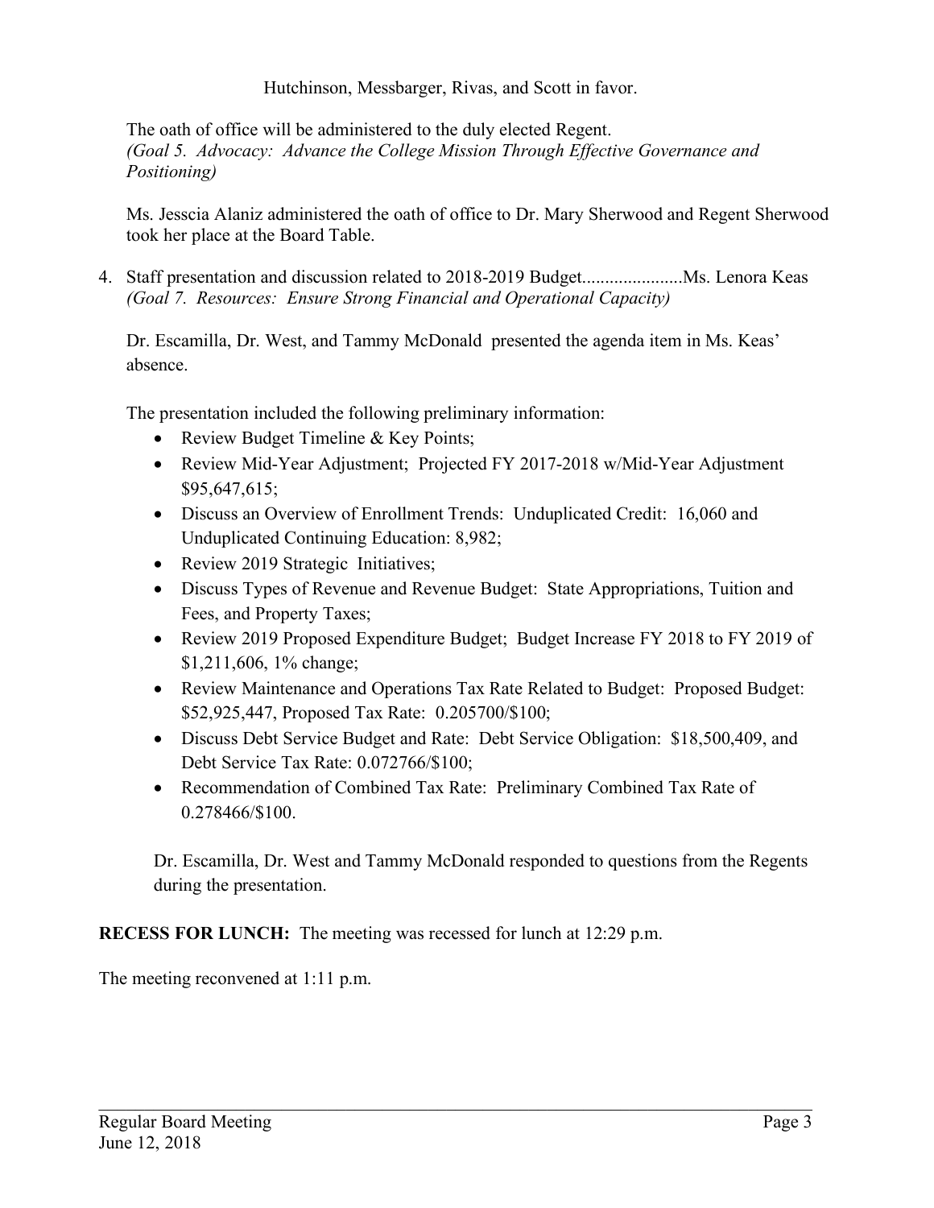Hutchinson, Messbarger, Rivas, and Scott in favor.

The oath of office will be administered to the duly elected Regent.
*(Goal 5. Advocacy: Advance the College Mission Through Effective Governance and Positioning)*

Ms. Jesscia Alaniz administered the oath of office to Dr. Mary Sherwood and Regent Sherwood took her place at the Board Table.

4. Staff presentation and discussion related to 2018-2019 Budget......................Ms. Lenora Keas
*(Goal 7. Resources: Ensure Strong Financial and Operational Capacity)*

Dr. Escamilla, Dr. West, and Tammy McDonald presented the agenda item in Ms. Keas' absence.

The presentation included the following preliminary information:

- Review Budget Timeline & Key Points;
- Review Mid-Year Adjustment; Projected FY 2017-2018 w/Mid-Year Adjustment $95,647,615;
- Discuss an Overview of Enrollment Trends: Unduplicated Credit: 16,060 and Unduplicated Continuing Education: 8,982;
- Review 2019 Strategic Initiatives;
- Discuss Types of Revenue and Revenue Budget: State Appropriations, Tuition and Fees, and Property Taxes;
- Review 2019 Proposed Expenditure Budget; Budget Increase FY 2018 to FY 2019 of $1,211,606, 1% change;
- Review Maintenance and Operations Tax Rate Related to Budget: Proposed Budget: $52,925,447, Proposed Tax Rate: 0.205700/$100;
- Discuss Debt Service Budget and Rate: Debt Service Obligation: $18,500,409, and Debt Service Tax Rate: 0.072766/$100;
- Recommendation of Combined Tax Rate: Preliminary Combined Tax Rate of 0.278466/$100.

Dr. Escamilla, Dr. West and Tammy McDonald responded to questions from the Regents during the presentation.

**RECESS FOR LUNCH:** The meeting was recessed for lunch at 12:29 p.m.

The meeting reconvened at 1:11 p.m.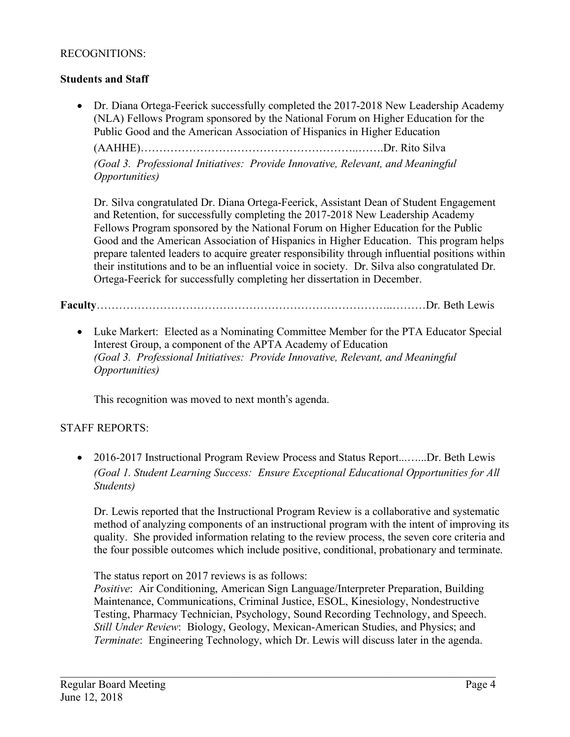RECOGNITIONS:

**Students and Staff**

- Dr. Diana Ortega-Feerick successfully completed the 2017-2018 New Leadership Academy (NLA) Fellows Program sponsored by the National Forum on Higher Education for the Public Good and the American Association of Hispanics in Higher Education (AAHHE)…………………………………………………..…….Dr. Rito Silva
  *(Goal 3. Professional Initiatives: Provide Innovative, Relevant, and Meaningful Opportunities)*

  Dr. Silva congratulated Dr. Diana Ortega-Feerick, Assistant Dean of Student Engagement and Retention, for successfully completing the 2017-2018 New Leadership Academy Fellows Program sponsored by the National Forum on Higher Education for the Public Good and the American Association of Hispanics in Higher Education. This program helps prepare talented leaders to acquire greater responsibility through influential positions within their institutions and to be an influential voice in society. Dr. Silva also congratulated Dr. Ortega-Feerick for successfully completing her dissertation in December.

**Faculty**…………………………………………………………………..………Dr. Beth Lewis

- Luke Markert: Elected as a Nominating Committee Member for the PTA Educator Special Interest Group, a component of the APTA Academy of Education
  *(Goal 3. Professional Initiatives: Provide Innovative, Relevant, and Meaningful Opportunities)*

  This recognition was moved to next month's agenda.

STAFF REPORTS:

- 2016-2017 Instructional Program Review Process and Status Report...…...Dr. Beth Lewis
  *(Goal 1. Student Learning Success: Ensure Exceptional Educational Opportunities for All Students)*

  Dr. Lewis reported that the Instructional Program Review is a collaborative and systematic method of analyzing components of an instructional program with the intent of improving its quality. She provided information relating to the review process, the seven core criteria and the four possible outcomes which include positive, conditional, probationary and terminate.

  The status report on 2017 reviews is as follows:
  *Positive*: Air Conditioning, American Sign Language/Interpreter Preparation, Building Maintenance, Communications, Criminal Justice, ESOL, Kinesiology, Nondestructive Testing, Pharmacy Technician, Psychology, Sound Recording Technology, and Speech.
  *Still Under Review*: Biology, Geology, Mexican-American Studies, and Physics; and
  *Terminate*: Engineering Technology, which Dr. Lewis will discuss later in the agenda.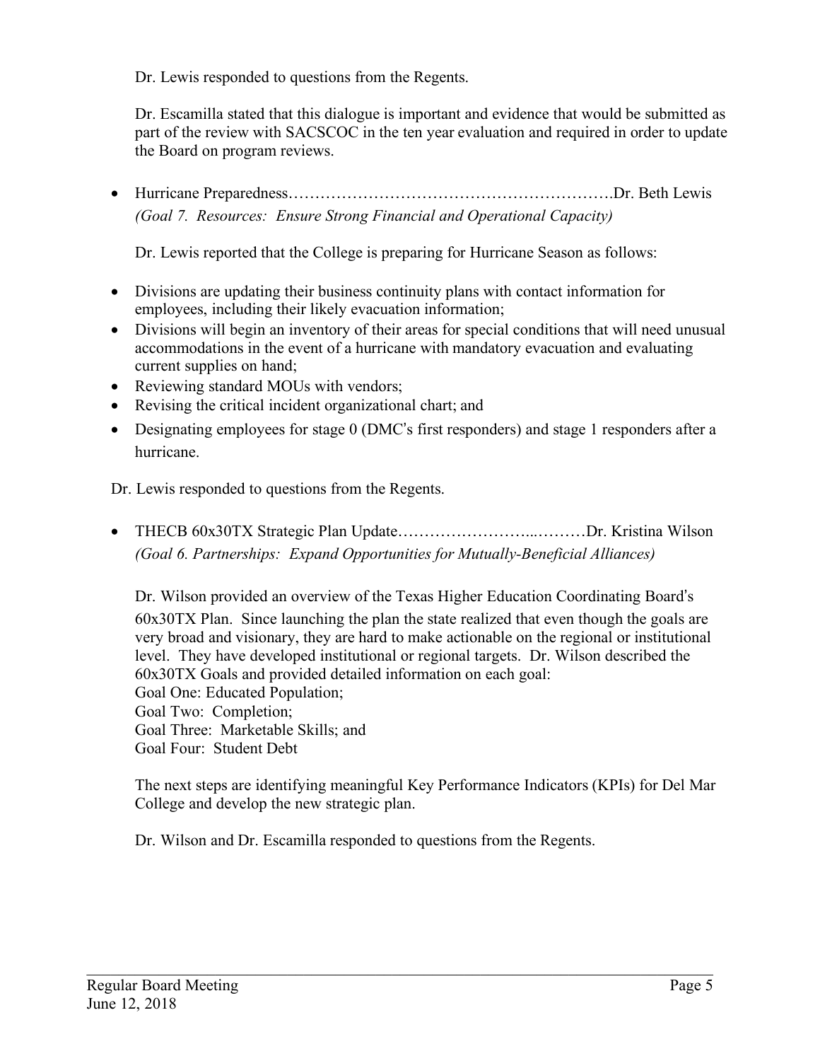Dr. Lewis responded to questions from the Regents.

Dr. Escamilla stated that this dialogue is important and evidence that would be submitted as part of the review with SACSCOC in the ten year evaluation and required in order to update the Board on program reviews.

- Hurricane Preparedness……………………………………………………Dr. Beth Lewis
  *(Goal 7. Resources: Ensure Strong Financial and Operational Capacity)*

  Dr. Lewis reported that the College is preparing for Hurricane Season as follows:

- Divisions are updating their business continuity plans with contact information for employees, including their likely evacuation information;
- Divisions will begin an inventory of their areas for special conditions that will need unusual accommodations in the event of a hurricane with mandatory evacuation and evaluating current supplies on hand;
- Reviewing standard MOUs with vendors;
- Revising the critical incident organizational chart; and
- Designating employees for stage 0 (DMC's first responders) and stage 1 responders after a hurricane.

Dr. Lewis responded to questions from the Regents.

- THECB 60x30TX Strategic Plan Update……………………...………Dr. Kristina Wilson
  *(Goal 6. Partnerships: Expand Opportunities for Mutually-Beneficial Alliances)*

  Dr. Wilson provided an overview of the Texas Higher Education Coordinating Board's 60x30TX Plan. Since launching the plan the state realized that even though the goals are very broad and visionary, they are hard to make actionable on the regional or institutional level. They have developed institutional or regional targets. Dr. Wilson described the 60x30TX Goals and provided detailed information on each goal:
  Goal One: Educated Population;
  Goal Two: Completion;
  Goal Three: Marketable Skills; and
  Goal Four: Student Debt

  The next steps are identifying meaningful Key Performance Indicators (KPIs) for Del Mar College and develop the new strategic plan.

  Dr. Wilson and Dr. Escamilla responded to questions from the Regents.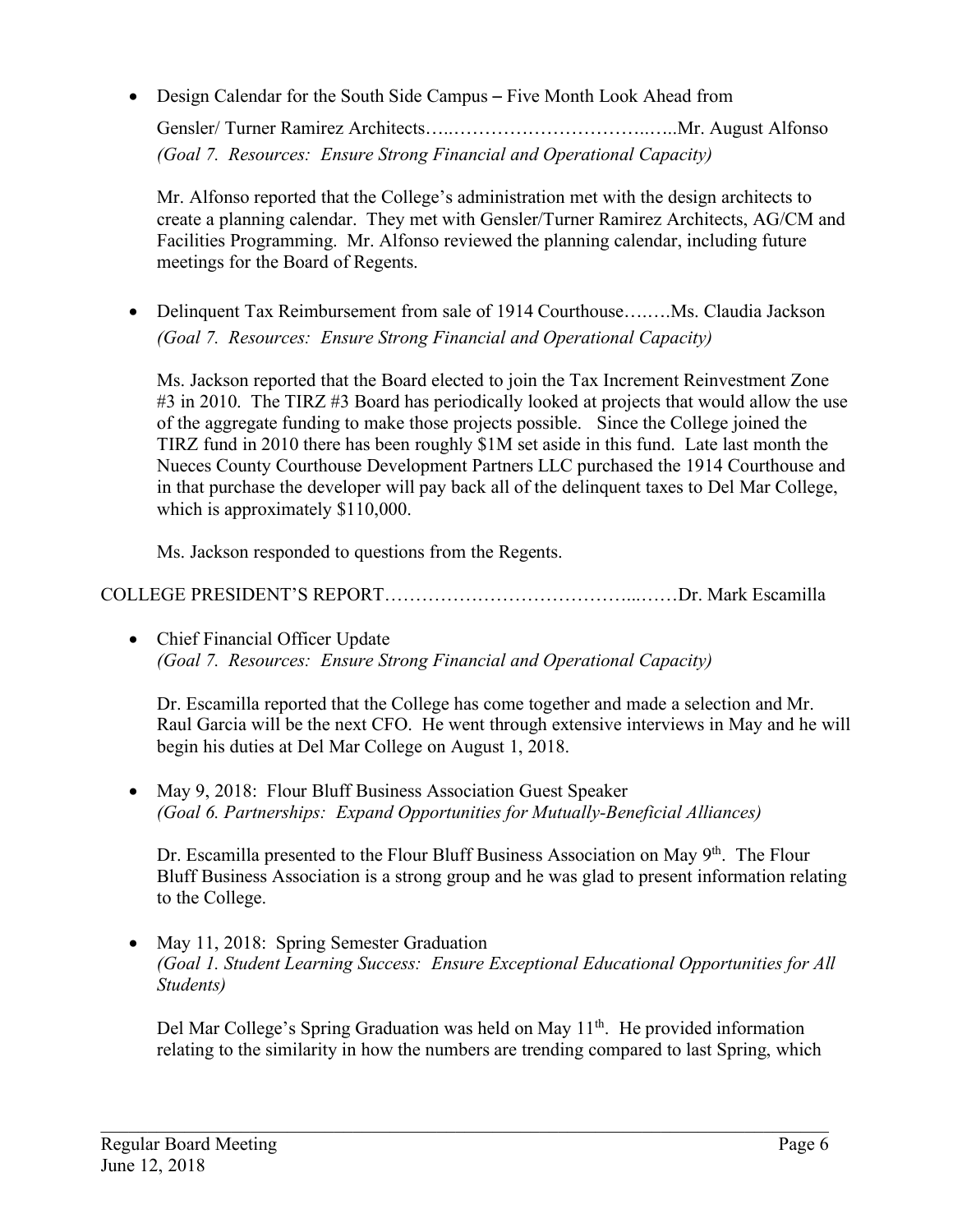- Design Calendar for the South Side Campus – Five Month Look Ahead from Gensler/ Turner Ramirez Architects…..……………………………..…..Mr. August Alfonso
  *(Goal 7. Resources: Ensure Strong Financial and Operational Capacity)*

  Mr. Alfonso reported that the College's administration met with the design architects to create a planning calendar. They met with Gensler/Turner Ramirez Architects, AG/CM and Facilities Programming. Mr. Alfonso reviewed the planning calendar, including future meetings for the Board of Regents.

- Delinquent Tax Reimbursement from sale of 1914 Courthouse….….Ms. Claudia Jackson
  *(Goal 7. Resources: Ensure Strong Financial and Operational Capacity)*

  Ms. Jackson reported that the Board elected to join the Tax Increment Reinvestment Zone #3 in 2010. The TIRZ #3 Board has periodically looked at projects that would allow the use of the aggregate funding to make those projects possible. Since the College joined the TIRZ fund in 2010 there has been roughly $1M set aside in this fund. Late last month the Nueces County Courthouse Development Partners LLC purchased the 1914 Courthouse and in that purchase the developer will pay back all of the delinquent taxes to Del Mar College, which is approximately $110,000.

  Ms. Jackson responded to questions from the Regents.

COLLEGE PRESIDENT'S REPORT…………………………………...……Dr. Mark Escamilla

- Chief Financial Officer Update
  *(Goal 7. Resources: Ensure Strong Financial and Operational Capacity)*

  Dr. Escamilla reported that the College has come together and made a selection and Mr. Raul Garcia will be the next CFO. He went through extensive interviews in May and he will begin his duties at Del Mar College on August 1, 2018.

- May 9, 2018: Flour Bluff Business Association Guest Speaker
  *(Goal 6. Partnerships: Expand Opportunities for Mutually-Beneficial Alliances)*

  Dr. Escamilla presented to the Flour Bluff Business Association on May 9th. The Flour Bluff Business Association is a strong group and he was glad to present information relating to the College.

- May 11, 2018: Spring Semester Graduation
  *(Goal 1. Student Learning Success: Ensure Exceptional Educational Opportunities for All Students)*

  Del Mar College's Spring Graduation was held on May 11th. He provided information relating to the similarity in how the numbers are trending compared to last Spring, which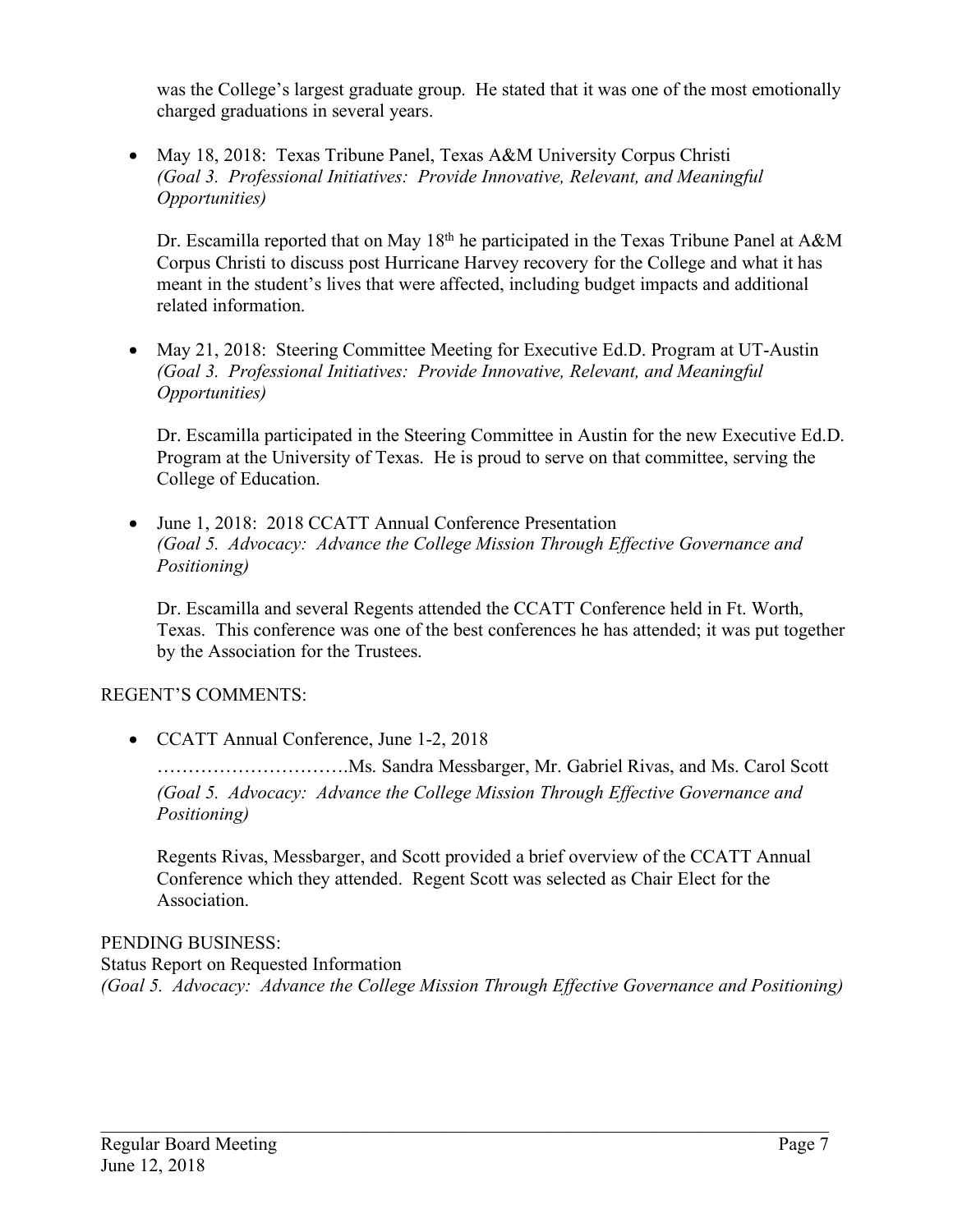was the College's largest graduate group. He stated that it was one of the most emotionally charged graduations in several years.

- May 18, 2018: Texas Tribune Panel, Texas A&M University Corpus Christi
  *(Goal 3. Professional Initiatives: Provide Innovative, Relevant, and Meaningful Opportunities)*

  Dr. Escamilla reported that on May 18th he participated in the Texas Tribune Panel at A&M Corpus Christi to discuss post Hurricane Harvey recovery for the College and what it has meant in the student's lives that were affected, including budget impacts and additional related information.

- May 21, 2018: Steering Committee Meeting for Executive Ed.D. Program at UT-Austin
  *(Goal 3. Professional Initiatives: Provide Innovative, Relevant, and Meaningful Opportunities)*

  Dr. Escamilla participated in the Steering Committee in Austin for the new Executive Ed.D. Program at the University of Texas. He is proud to serve on that committee, serving the College of Education.

- June 1, 2018: 2018 CCATT Annual Conference Presentation
  *(Goal 5. Advocacy: Advance the College Mission Through Effective Governance and Positioning)*

  Dr. Escamilla and several Regents attended the CCATT Conference held in Ft. Worth, Texas. This conference was one of the best conferences he has attended; it was put together by the Association for the Trustees.

REGENT'S COMMENTS:

- CCATT Annual Conference, June 1-2, 2018

  ………………………….Ms. Sandra Messbarger, Mr. Gabriel Rivas, and Ms. Carol Scott
  *(Goal 5. Advocacy: Advance the College Mission Through Effective Governance and Positioning)*

  Regents Rivas, Messbarger, and Scott provided a brief overview of the CCATT Annual Conference which they attended. Regent Scott was selected as Chair Elect for the Association.

PENDING BUSINESS:
Status Report on Requested Information
*(Goal 5. Advocacy: Advance the College Mission Through Effective Governance and Positioning)*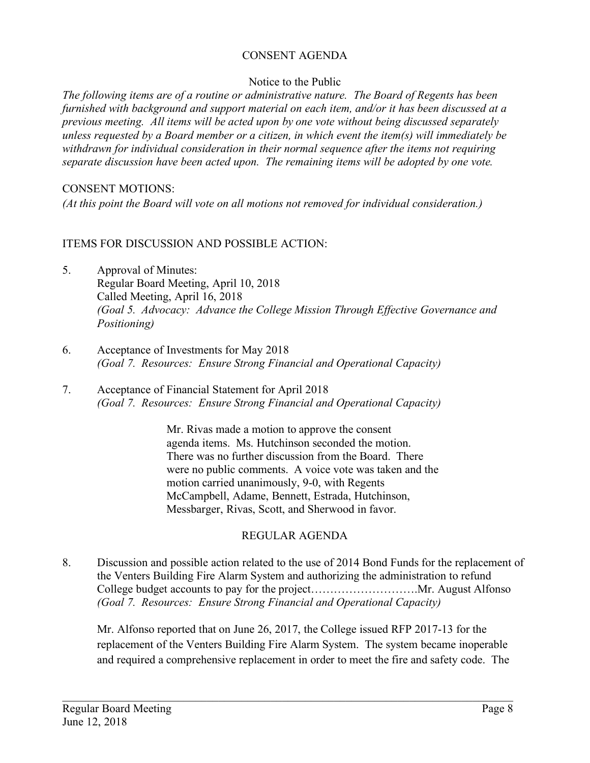## CONSENT AGENDA

Notice to the Public

*The following items are of a routine or administrative nature. The Board of Regents has been furnished with background and support material on each item, and/or it has been discussed at a previous meeting. All items will be acted upon by one vote without being discussed separately unless requested by a Board member or a citizen, in which event the item(s) will immediately be withdrawn for individual consideration in their normal sequence after the items not requiring separate discussion have been acted upon. The remaining items will be adopted by one vote.*

CONSENT MOTIONS:

*(At this point the Board will vote on all motions not removed for individual consideration.)*

ITEMS FOR DISCUSSION AND POSSIBLE ACTION:

5. Approval of Minutes:
   Regular Board Meeting, April 10, 2018
   Called Meeting, April 16, 2018
   *(Goal 5. Advocacy: Advance the College Mission Through Effective Governance and Positioning)*

6. Acceptance of Investments for May 2018
   *(Goal 7. Resources: Ensure Strong Financial and Operational Capacity)*

7. Acceptance of Financial Statement for April 2018
   *(Goal 7. Resources: Ensure Strong Financial and Operational Capacity)*

> Mr. Rivas made a motion to approve the consent agenda items. Ms. Hutchinson seconded the motion. There was no further discussion from the Board. There were no public comments. A voice vote was taken and the motion carried unanimously, 9-0, with Regents McCampbell, Adame, Bennett, Estrada, Hutchinson, Messbarger, Rivas, Scott, and Sherwood in favor.

## REGULAR AGENDA

8. Discussion and possible action related to the use of 2014 Bond Funds for the replacement of the Venters Building Fire Alarm System and authorizing the administration to refund College budget accounts to pay for the project……………………….Mr. August Alfonso
   *(Goal 7. Resources: Ensure Strong Financial and Operational Capacity)*

   Mr. Alfonso reported that on June 26, 2017, the College issued RFP 2017-13 for the replacement of the Venters Building Fire Alarm System. The system became inoperable and required a comprehensive replacement in order to meet the fire and safety code. The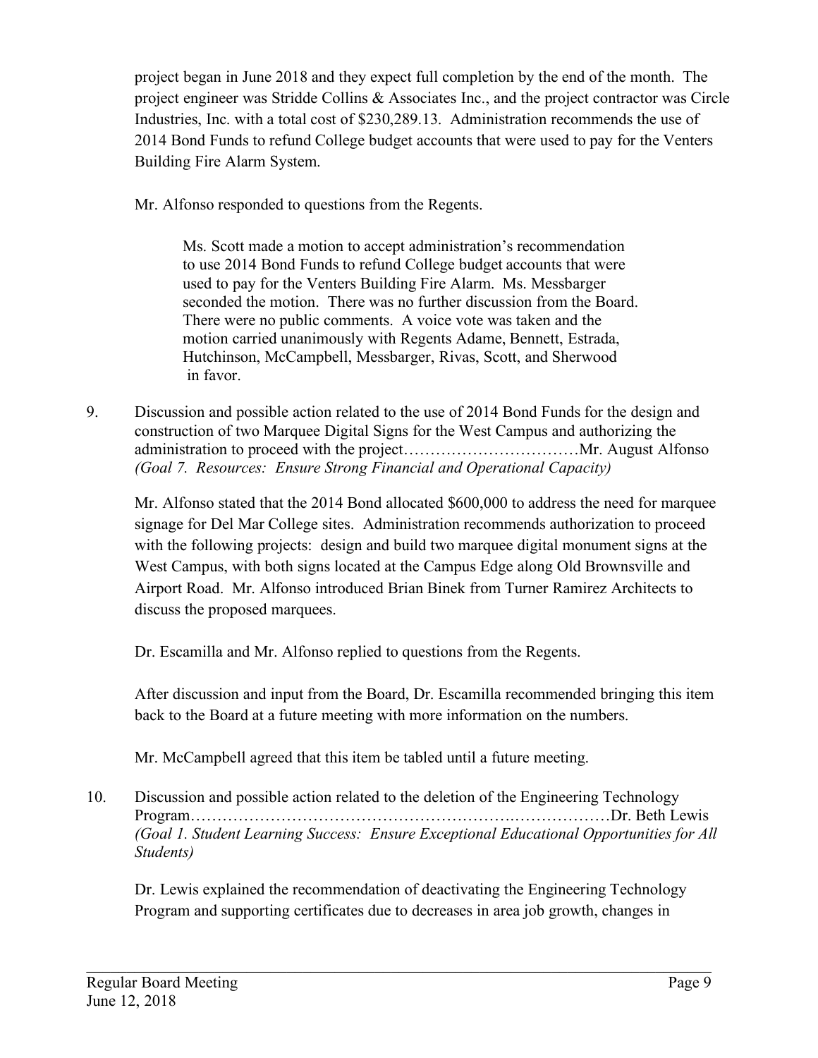project began in June 2018 and they expect full completion by the end of the month. The project engineer was Stridde Collins & Associates Inc., and the project contractor was Circle Industries, Inc. with a total cost of $230,289.13. Administration recommends the use of 2014 Bond Funds to refund College budget accounts that were used to pay for the Venters Building Fire Alarm System.

Mr. Alfonso responded to questions from the Regents.

> Ms. Scott made a motion to accept administration's recommendation to use 2014 Bond Funds to refund College budget accounts that were used to pay for the Venters Building Fire Alarm. Ms. Messbarger seconded the motion. There was no further discussion from the Board. There were no public comments. A voice vote was taken and the motion carried unanimously with Regents Adame, Bennett, Estrada, Hutchinson, McCampbell, Messbarger, Rivas, Scott, and Sherwood in favor.

9. Discussion and possible action related to the use of 2014 Bond Funds for the design and construction of two Marquee Digital Signs for the West Campus and authorizing the administration to proceed with the project……………………………Mr. August Alfonso
*(Goal 7. Resources: Ensure Strong Financial and Operational Capacity)*

   Mr. Alfonso stated that the 2014 Bond allocated $600,000 to address the need for marquee signage for Del Mar College sites. Administration recommends authorization to proceed with the following projects: design and build two marquee digital monument signs at the West Campus, with both signs located at the Campus Edge along Old Brownsville and Airport Road. Mr. Alfonso introduced Brian Binek from Turner Ramirez Architects to discuss the proposed marquees.

   Dr. Escamilla and Mr. Alfonso replied to questions from the Regents.

   After discussion and input from the Board, Dr. Escamilla recommended bringing this item back to the Board at a future meeting with more information on the numbers.

   Mr. McCampbell agreed that this item be tabled until a future meeting.

10. Discussion and possible action related to the deletion of the Engineering Technology Program……………………………………………………………………Dr. Beth Lewis
*(Goal 1. Student Learning Success: Ensure Exceptional Educational Opportunities for All Students)*

    Dr. Lewis explained the recommendation of deactivating the Engineering Technology Program and supporting certificates due to decreases in area job growth, changes in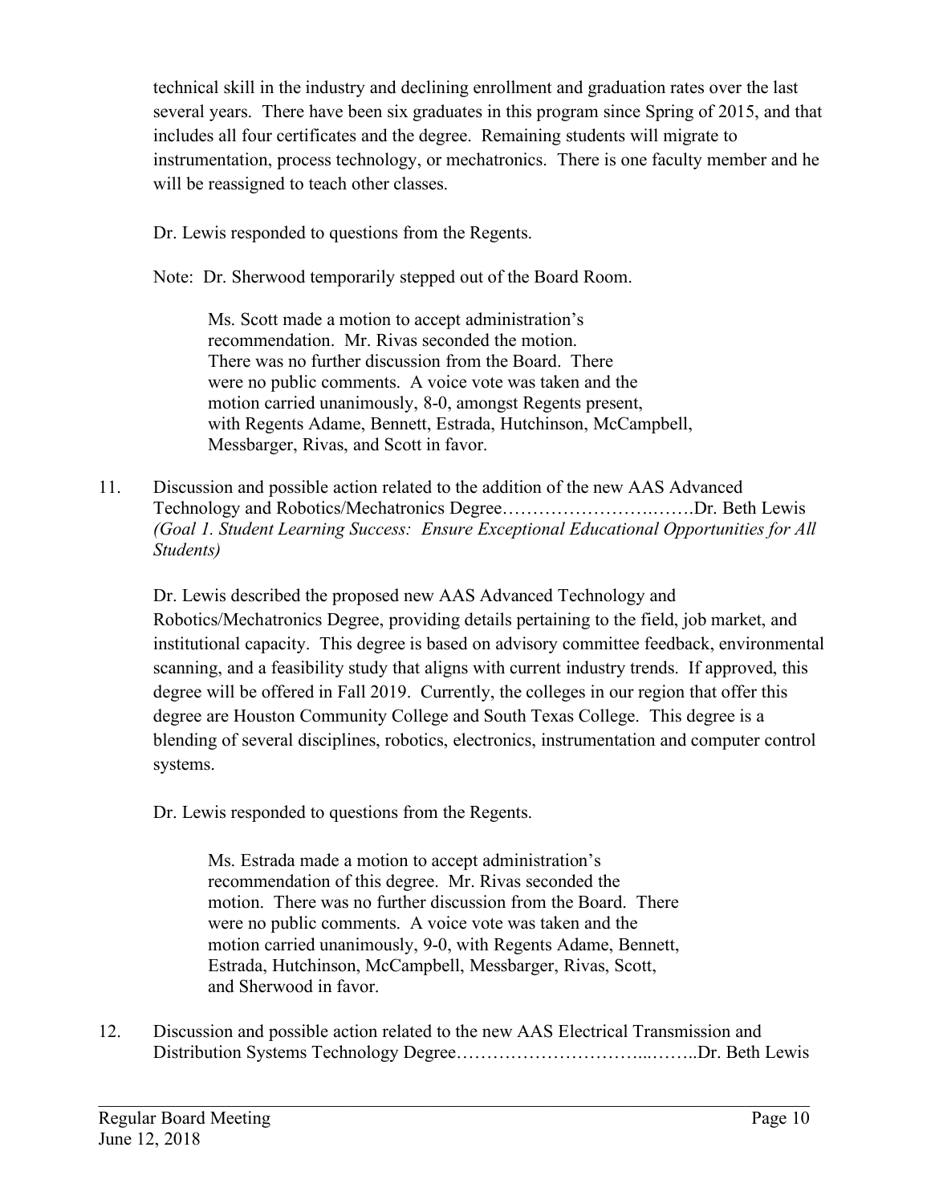technical skill in the industry and declining enrollment and graduation rates over the last several years. There have been six graduates in this program since Spring of 2015, and that includes all four certificates and the degree. Remaining students will migrate to instrumentation, process technology, or mechatronics. There is one faculty member and he will be reassigned to teach other classes.

Dr. Lewis responded to questions from the Regents.

Note: Dr. Sherwood temporarily stepped out of the Board Room.

> Ms. Scott made a motion to accept administration's recommendation. Mr. Rivas seconded the motion. There was no further discussion from the Board. There were no public comments. A voice vote was taken and the motion carried unanimously, 8-0, amongst Regents present, with Regents Adame, Bennett, Estrada, Hutchinson, McCampbell, Messbarger, Rivas, and Scott in favor.

11. Discussion and possible action related to the addition of the new AAS Advanced Technology and Robotics/Mechatronics Degree……………………….…….Dr. Beth Lewis *(Goal 1. Student Learning Success: Ensure Exceptional Educational Opportunities for All Students)*

Dr. Lewis described the proposed new AAS Advanced Technology and Robotics/Mechatronics Degree, providing details pertaining to the field, job market, and institutional capacity. This degree is based on advisory committee feedback, environmental scanning, and a feasibility study that aligns with current industry trends. If approved, this degree will be offered in Fall 2019. Currently, the colleges in our region that offer this degree are Houston Community College and South Texas College. This degree is a blending of several disciplines, robotics, electronics, instrumentation and computer control systems.

Dr. Lewis responded to questions from the Regents.

> Ms. Estrada made a motion to accept administration's recommendation of this degree. Mr. Rivas seconded the motion. There was no further discussion from the Board. There were no public comments. A voice vote was taken and the motion carried unanimously, 9-0, with Regents Adame, Bennett, Estrada, Hutchinson, McCampbell, Messbarger, Rivas, Scott, and Sherwood in favor.

12. Discussion and possible action related to the new AAS Electrical Transmission and Distribution Systems Technology Degree………………………...……..Dr. Beth Lewis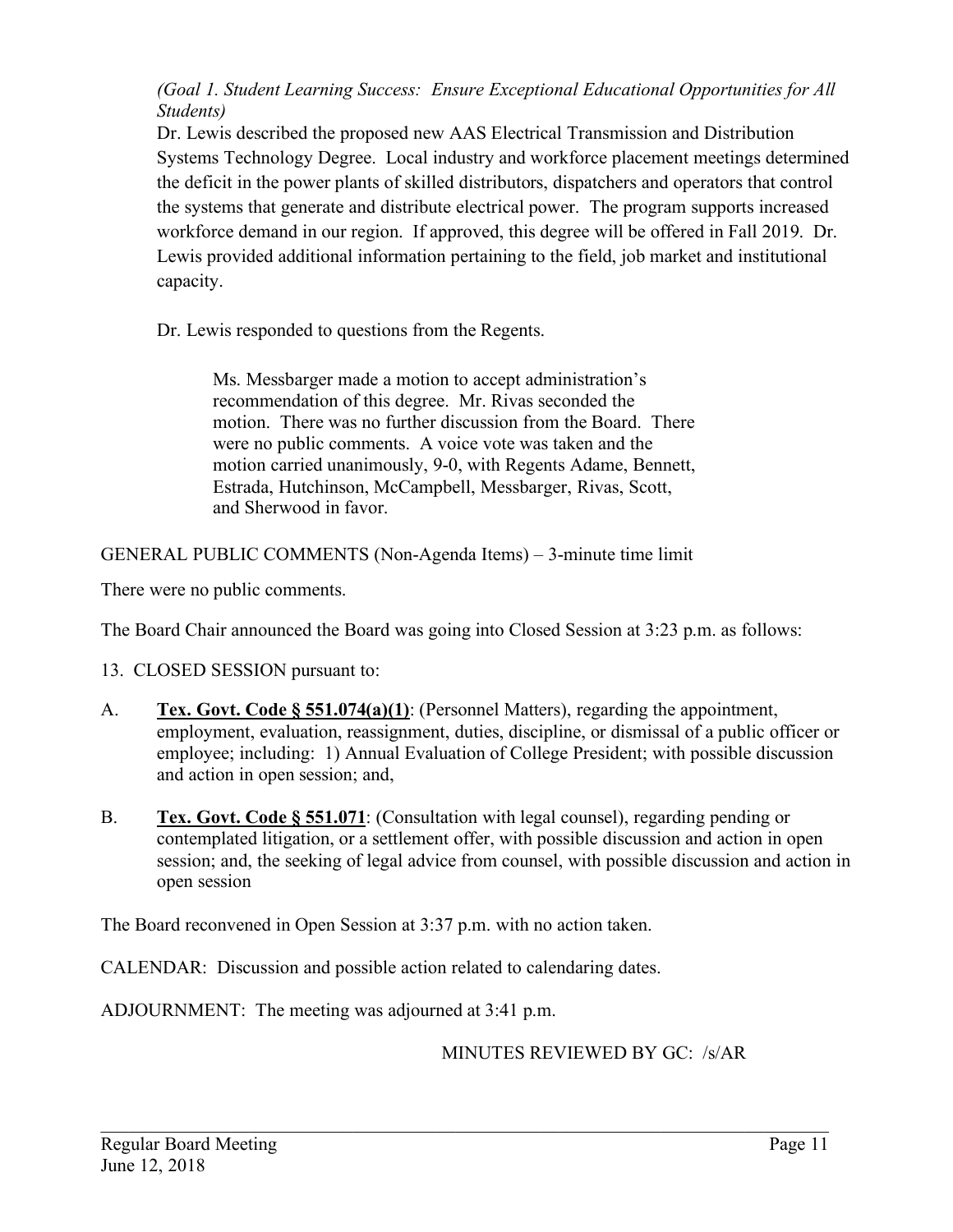*(Goal 1. Student Learning Success: Ensure Exceptional Educational Opportunities for All Students)*

Dr. Lewis described the proposed new AAS Electrical Transmission and Distribution Systems Technology Degree. Local industry and workforce placement meetings determined the deficit in the power plants of skilled distributors, dispatchers and operators that control the systems that generate and distribute electrical power. The program supports increased workforce demand in our region. If approved, this degree will be offered in Fall 2019. Dr. Lewis provided additional information pertaining to the field, job market and institutional capacity.

Dr. Lewis responded to questions from the Regents.

> Ms. Messbarger made a motion to accept administration's recommendation of this degree. Mr. Rivas seconded the motion. There was no further discussion from the Board. There were no public comments. A voice vote was taken and the motion carried unanimously, 9-0, with Regents Adame, Bennett, Estrada, Hutchinson, McCampbell, Messbarger, Rivas, Scott, and Sherwood in favor.

GENERAL PUBLIC COMMENTS (Non-Agenda Items) – 3-minute time limit

There were no public comments.

The Board Chair announced the Board was going into Closed Session at 3:23 p.m. as follows:

13. CLOSED SESSION pursuant to:

A. **Tex. Govt. Code § 551.074(a)(1)**: (Personnel Matters), regarding the appointment, employment, evaluation, reassignment, duties, discipline, or dismissal of a public officer or employee; including: 1) Annual Evaluation of College President; with possible discussion and action in open session; and,

B. **Tex. Govt. Code § 551.071**: (Consultation with legal counsel), regarding pending or contemplated litigation, or a settlement offer, with possible discussion and action in open session; and, the seeking of legal advice from counsel, with possible discussion and action in open session

The Board reconvened in Open Session at 3:37 p.m. with no action taken.

CALENDAR: Discussion and possible action related to calendaring dates.

ADJOURNMENT: The meeting was adjourned at 3:41 p.m.

MINUTES REVIEWED BY GC: /s/AR